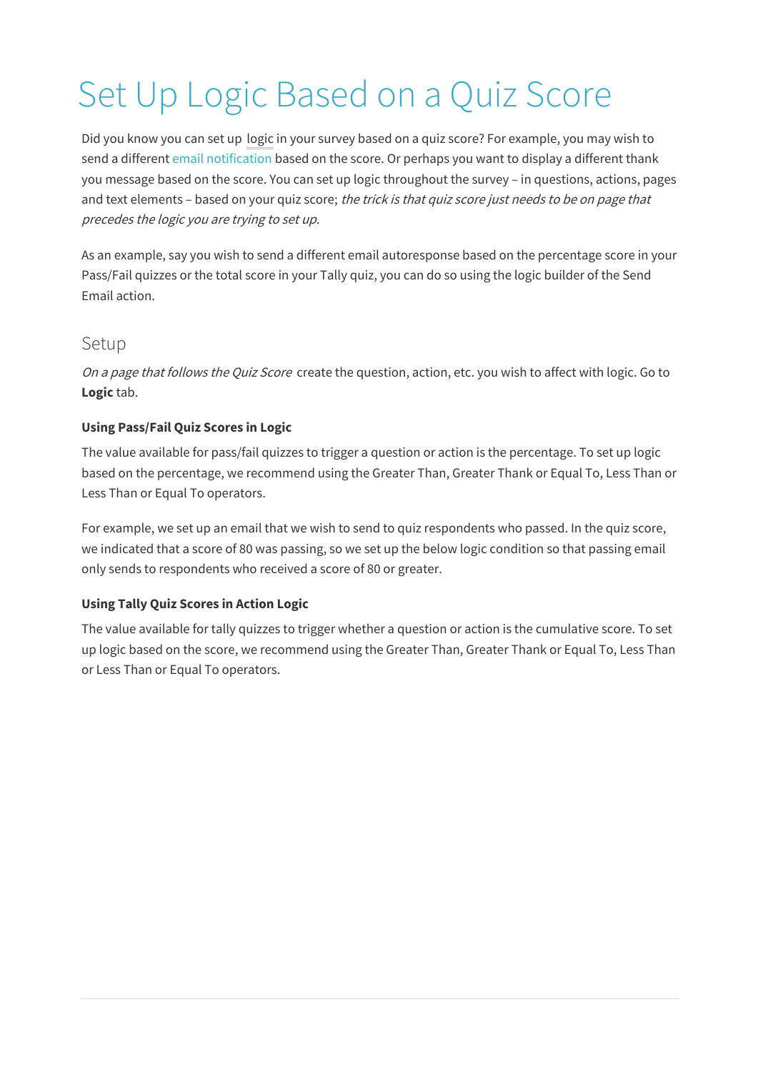# Set Up Logic Based on a Quiz Score

Did you know you can set up logic in your survey based on a quiz score? For example, you may wish to send a different email notification based on the score. Or perhaps you want to display a different thank you message based on the score. You can set up logic throughout the survey – in questions, actions, pages and text elements – based on your quiz score; *the trick is that quiz score just needs to be on page that precedes the logic you are trying to set up.*

As an example, say you wish to send a different email autoresponse based on the percentage score in your Pass/Fail quizzes or the total score in your Tally quiz, you can do so using the logic builder of the Send Email action.

## Setup

*On a page that follows the Quiz Score* create the question, action, etc. you wish to affect with logic. Go to **Logic** tab.

### Using Pass/Fail Quiz Scores in Logic

The value available for pass/fail quizzes to trigger a question or action is the percentage. To set up logic based on the percentage, we recommend using the Greater Than, Greater Thank or Equal To, Less Than or Less Than or Equal To operators.

For example, we set up an email that we wish to send to quiz respondents who passed. In the quiz score, we indicated that a score of 80 was passing, so we set up the below logic condition so that passing email only sends to respondents who received a score of 80 or greater.

### Using Tally Quiz Scores in Action Logic

The value available for tally quizzes to trigger whether a question or action is the cumulative score. To set up logic based on the score, we recommend using the Greater Than, Greater Thank or Equal To, Less Than or Less Than or Equal To operators.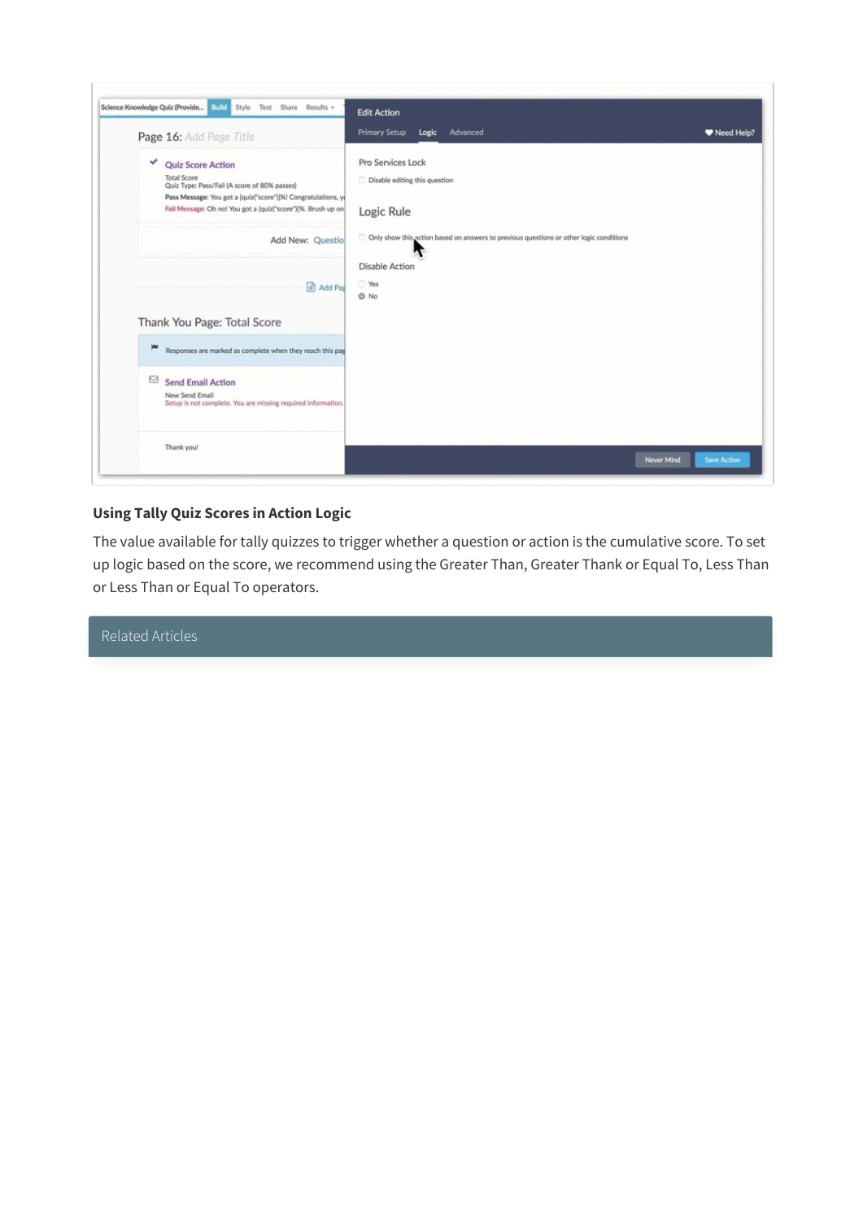**Using Tally Quiz Scores in Action Logic**

The value available for tally quizzes to trigger whether a question or action is the cumulative score. To set up logic based on the score, we recommend using the Greater Than, Greater Thank or Equal To, Less Than or Less Than or Equal To operators.

Related Articles